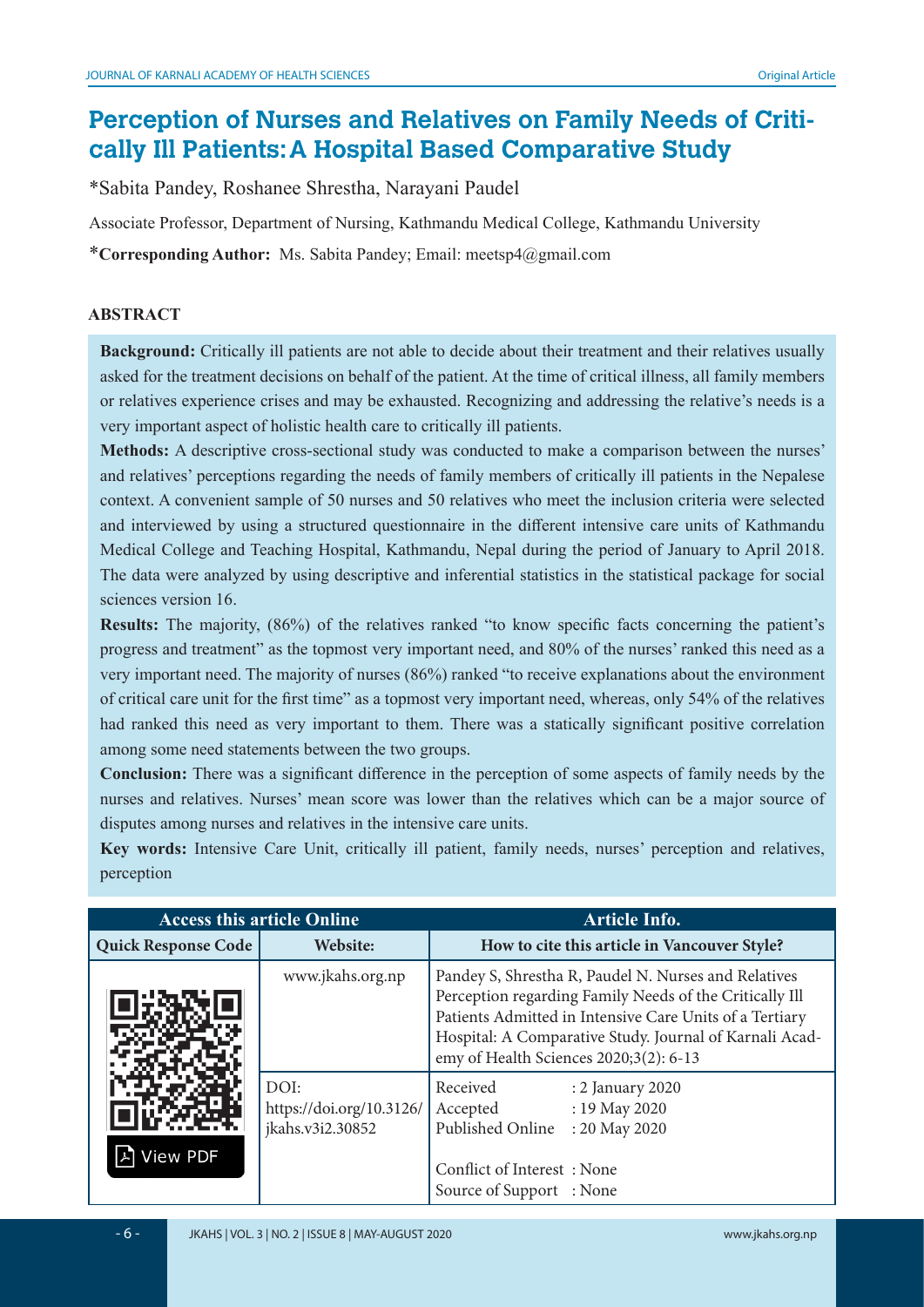# Perception of Nurses and Relatives on Family Needs of Critically Ill Patients: A Hospital Based Comparative Study

*Sabita Pandey, Roshanee Shrestha, Narayani Paudel

Associate Professor, Department of Nursing, Kathmandu Medical College, Kathmandu University

***Corresponding Author:** Ms. Sabita Pandey; Email: meetsp4@gmail.com

## ABSTRACT

**Background:** Critically ill patients are not able to decide about their treatment and their relatives usually asked for the treatment decisions on behalf of the patient. At the time of critical illness, all family members or relatives experience crises and may be exhausted. Recognizing and addressing the relative's needs is a very important aspect of holistic health care to critically ill patients.

**Methods:** A descriptive cross-sectional study was conducted to make a comparison between the nurses' and relatives' perceptions regarding the needs of family members of critically ill patients in the Nepalese context. A convenient sample of 50 nurses and 50 relatives who meet the inclusion criteria were selected and interviewed by using a structured questionnaire in the different intensive care units of Kathmandu Medical College and Teaching Hospital, Kathmandu, Nepal during the period of January to April 2018. The data were analyzed by using descriptive and inferential statistics in the statistical package for social sciences version 16.

**Results:** The majority, (86%) of the relatives ranked "to know specific facts concerning the patient's progress and treatment" as the topmost very important need, and 80% of the nurses' ranked this need as a very important need. The majority of nurses (86%) ranked "to receive explanations about the environment of critical care unit for the first time" as a topmost very important need, whereas, only 54% of the relatives had ranked this need as very important to them. There was a statically significant positive correlation among some need statements between the two groups.

**Conclusion:** There was a significant difference in the perception of some aspects of family needs by the nurses and relatives. Nurses' mean score was lower than the relatives which can be a major source of disputes among nurses and relatives in the intensive care units.

**Key words:** Intensive Care Unit, critically ill patient, family needs, nurses' perception and relatives, perception

| Access this article Online | | Article Info. |
|---|---|---|
| Quick Response Code | Website: | How to cite this article in Vancouver Style? |
| | www.jkahs.org.np | Pandey S, Shrestha R, Paudel N. Nurses and Relatives Perception regarding Family Needs of the Critically Ill Patients Admitted in Intensive Care Units of a Tertiary Hospital: A Comparative Study. Journal of Karnali Academy of Health Sciences 2020;3(2): 6-13 |
| View PDF | DOI: https://doi.org/10.3126/jkahs.v3i2.30852 | Received : 2 January 2020<br>Accepted : 19 May 2020<br>Published Online : 20 May 2020<br><br>Conflict of Interest : None<br>Source of Support : None |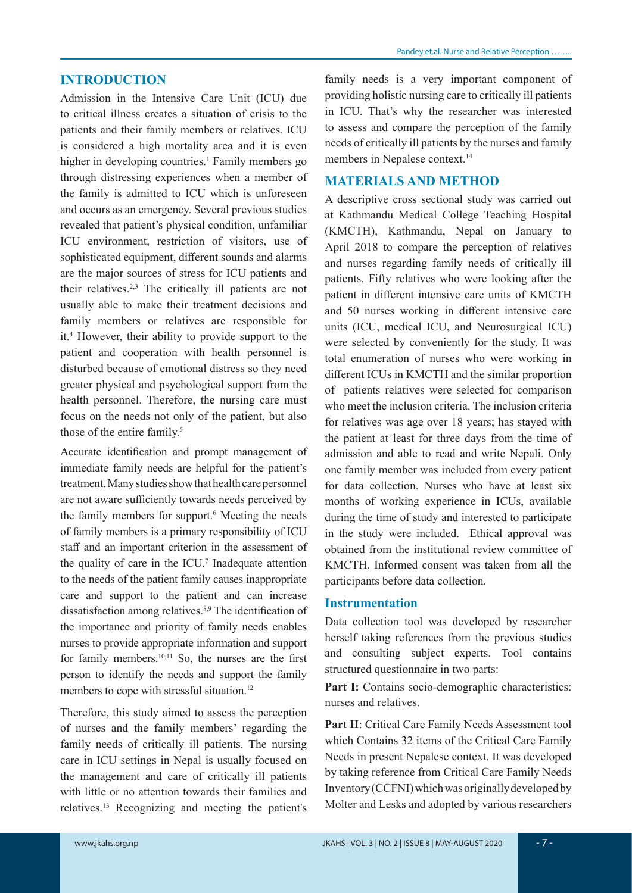## INTRODUCTION

Admission in the Intensive Care Unit (ICU) due to critical illness creates a situation of crisis to the patients and their family members or relatives. ICU is considered a high mortality area and it is even higher in developing countries.[1] Family members go through distressing experiences when a member of the family is admitted to ICU which is unforeseen and occurs as an emergency. Several previous studies revealed that patient's physical condition, unfamiliar ICU environment, restriction of visitors, use of sophisticated equipment, different sounds and alarms are the major sources of stress for ICU patients and their relatives.[2,3] The critically ill patients are not usually able to make their treatment decisions and family members or relatives are responsible for it.[4] However, their ability to provide support to the patient and cooperation with health personnel is disturbed because of emotional distress so they need greater physical and psychological support from the health personnel. Therefore, the nursing care must focus on the needs not only of the patient, but also those of the entire family.[5]

Accurate identification and prompt management of immediate family needs are helpful for the patient's treatment. Many studies show that health care personnel are not aware sufficiently towards needs perceived by the family members for support.[6] Meeting the needs of family members is a primary responsibility of ICU staff and an important criterion in the assessment of the quality of care in the ICU.[7] Inadequate attention to the needs of the patient family causes inappropriate care and support to the patient and can increase dissatisfaction among relatives.[8,9] The identification of the importance and priority of family needs enables nurses to provide appropriate information and support for family members.[10,11] So, the nurses are the first person to identify the needs and support the family members to cope with stressful situation.[12]

Therefore, this study aimed to assess the perception of nurses and the family members' regarding the family needs of critically ill patients. The nursing care in ICU settings in Nepal is usually focused on the management and care of critically ill patients with little or no attention towards their families and relatives.[13] Recognizing and meeting the patient's family needs is a very important component of providing holistic nursing care to critically ill patients in ICU. That's why the researcher was interested to assess and compare the perception of the family needs of critically ill patients by the nurses and family members in Nepalese context.[14]

## MATERIALS AND METHOD

A descriptive cross sectional study was carried out at Kathmandu Medical College Teaching Hospital (KMCTH), Kathmandu, Nepal on January to April 2018 to compare the perception of relatives and nurses regarding family needs of critically ill patients. Fifty relatives who were looking after the patient in different intensive care units of KMCTH and 50 nurses working in different intensive care units (ICU, medical ICU, and Neurosurgical ICU) were selected by conveniently for the study. It was total enumeration of nurses who were working in different ICUs in KMCTH and the similar proportion of patients relatives were selected for comparison who meet the inclusion criteria. The inclusion criteria for relatives was age over 18 years; has stayed with the patient at least for three days from the time of admission and able to read and write Nepali. Only one family member was included from every patient for data collection. Nurses who have at least six months of working experience in ICUs, available during the time of study and interested to participate in the study were included. Ethical approval was obtained from the institutional review committee of KMCTH. Informed consent was taken from all the participants before data collection.

### Instrumentation

Data collection tool was developed by researcher herself taking references from the previous studies and consulting subject experts. Tool contains structured questionnaire in two parts:

**Part I:** Contains socio-demographic characteristics: nurses and relatives.

**Part II**: Critical Care Family Needs Assessment tool which Contains 32 items of the Critical Care Family Needs in present Nepalese context. It was developed by taking reference from Critical Care Family Needs Inventory (CCFNI) which was originally developed by Molter and Lesks and adopted by various researchers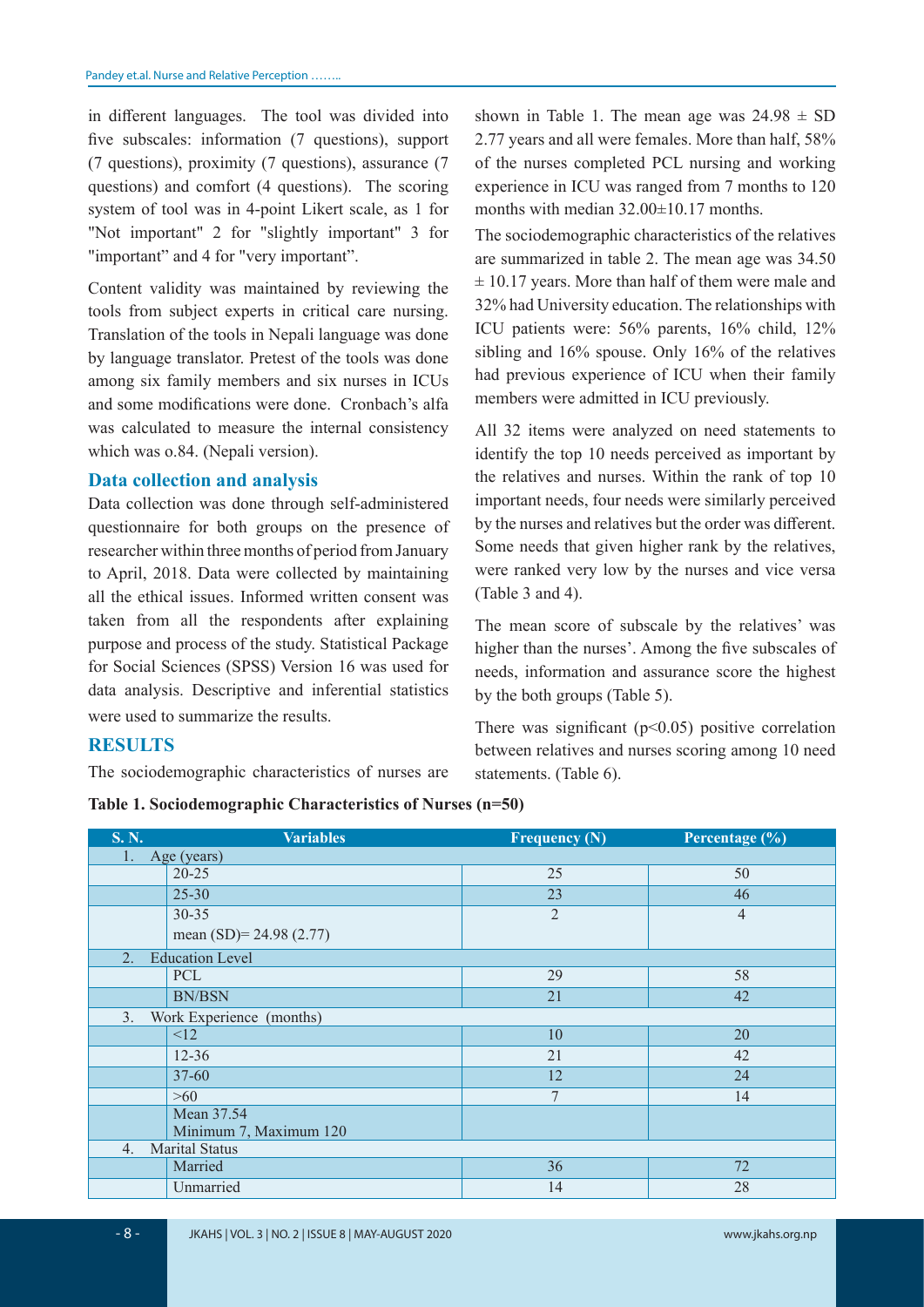in different languages. The tool was divided into five subscales: information (7 questions), support (7 questions), proximity (7 questions), assurance (7 questions) and comfort (4 questions). The scoring system of tool was in 4-point Likert scale, as 1 for "Not important" 2 for "slightly important" 3 for "important" and 4 for "very important".

Content validity was maintained by reviewing the tools from subject experts in critical care nursing. Translation of the tools in Nepali language was done by language translator. Pretest of the tools was done among six family members and six nurses in ICUs and some modifications were done. Cronbach's alfa was calculated to measure the internal consistency which was o.84. (Nepali version).

### Data collection and analysis

Data collection was done through self-administered questionnaire for both groups on the presence of researcher within three months of period from January to April, 2018. Data were collected by maintaining all the ethical issues. Informed written consent was taken from all the respondents after explaining purpose and process of the study. Statistical Package for Social Sciences (SPSS) Version 16 was used for data analysis. Descriptive and inferential statistics were used to summarize the results.

## RESULTS

The sociodemographic characteristics of nurses are shown in Table 1. The mean age was 24.98 ± SD 2.77 years and all were females. More than half, 58% of the nurses completed PCL nursing and working experience in ICU was ranged from 7 months to 120 months with median 32.00±10.17 months.

The sociodemographic characteristics of the relatives are summarized in table 2. The mean age was 34.50 ± 10.17 years. More than half of them were male and 32% had University education. The relationships with ICU patients were: 56% parents, 16% child, 12% sibling and 16% spouse. Only 16% of the relatives had previous experience of ICU when their family members were admitted in ICU previously.

All 32 items were analyzed on need statements to identify the top 10 needs perceived as important by the relatives and nurses. Within the rank of top 10 important needs, four needs were similarly perceived by the nurses and relatives but the order was different. Some needs that given higher rank by the relatives, were ranked very low by the nurses and vice versa (Table 3 and 4).

The mean score of subscale by the relatives' was higher than the nurses'. Among the five subscales of needs, information and assurance score the highest by the both groups (Table 5).

There was significant ($p<0.05$) positive correlation between relatives and nurses scoring among 10 need statements. (Table 6).

**Table 1. Sociodemographic Characteristics of Nurses (n=50)**

| S. N. | Variables | Frequency (N) | Percentage (%) |
|---|---|---|---|
| 1. | Age (years) | | |
| | 20-25 | 25 | 50 |
| | 25-30 | 23 | 46 |
| | 30-35<br>mean (SD)= 24.98 (2.77) | 2 | 4 |
| 2. | Education Level | | |
| | PCL | 29 | 58 |
| | BN/BSN | 21 | 42 |
| 3. | Work Experience (months) | | |
| | <12 | 10 | 20 |
| | 12-36 | 21 | 42 |
| | 37-60 | 12 | 24 |
| | >60 | 7 | 14 |
| | Mean 37.54<br>Minimum 7, Maximum 120 | | |
| 4. | Marital Status | | |
| | Married | 36 | 72 |
| | Unmarried | 14 | 28 |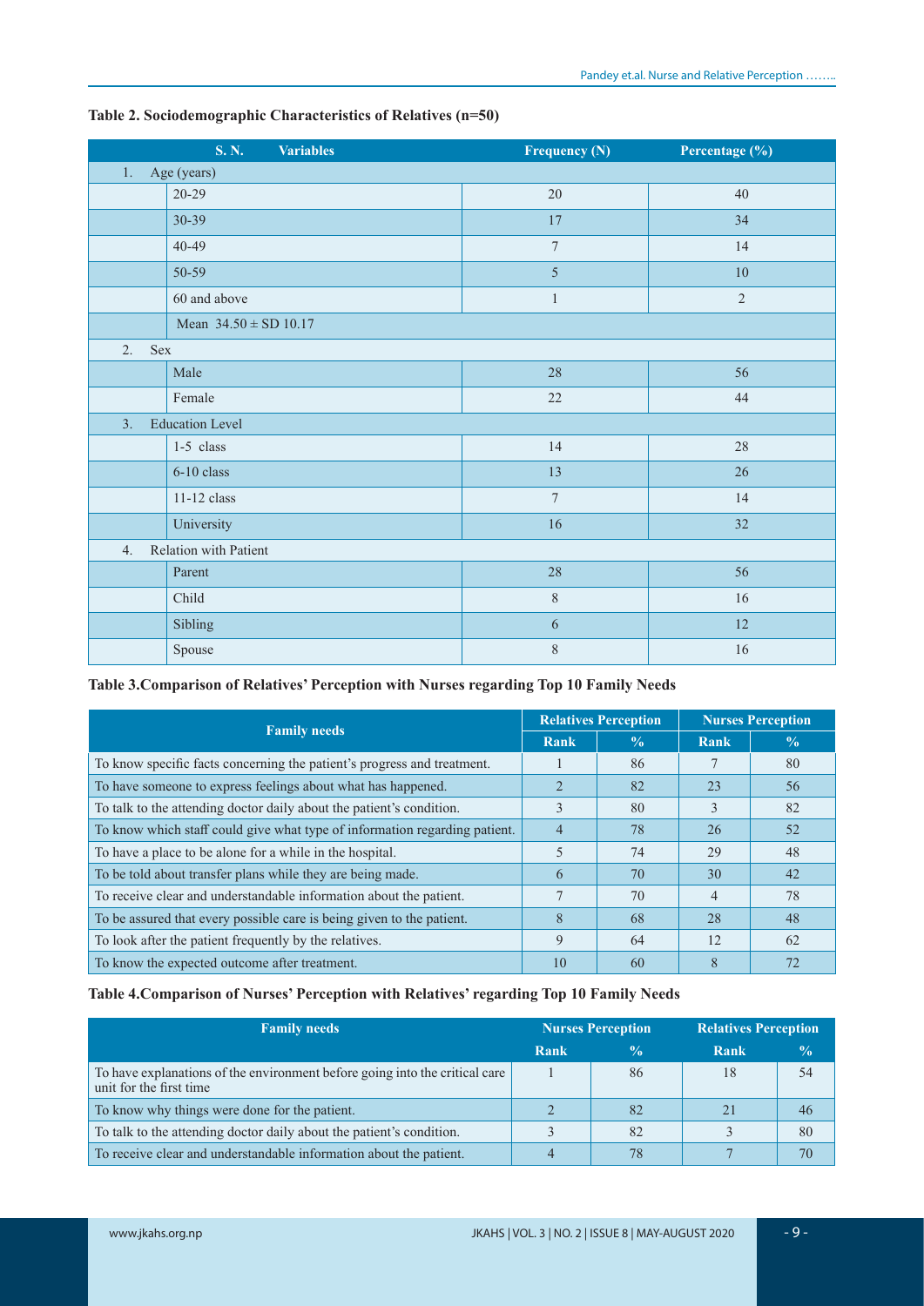**Table 2. Sociodemographic Characteristics of Relatives (n=50)**

| S. N. | Variables | Frequency (N) | Percentage (%) |
|---|---|---|---|
| 1. | Age (years) | | |
| | 20-29 | 20 | 40 |
| | 30-39 | 17 | 34 |
| | 40-49 | 7 | 14 |
| | 50-59 | 5 | 10 |
| | 60 and above | 1 | 2 |
| | Mean 34.50 ± SD 10.17 | | |
| 2. | Sex | | |
| | Male | 28 | 56 |
| | Female | 22 | 44 |
| 3. | Education Level | | |
| | 1-5 class | 14 | 28 |
| | 6-10 class | 13 | 26 |
| | 11-12 class | 7 | 14 |
| | University | 16 | 32 |
| 4. | Relation with Patient | | |
| | Parent | 28 | 56 |
| | Child | 8 | 16 |
| | Sibling | 6 | 12 |
| | Spouse | 8 | 16 |

**Table 3.Comparison of Relatives' Perception with Nurses regarding Top 10 Family Needs**

| Family needs | Relatives Perception | | Nurses Perception | |
|---|---|---|---|---|
| | Rank | % | Rank | % |
| To know specific facts concerning the patient's progress and treatment. | 1 | 86 | 7 | 80 |
| To have someone to express feelings about what has happened. | 2 | 82 | 23 | 56 |
| To talk to the attending doctor daily about the patient's condition. | 3 | 80 | 3 | 82 |
| To know which staff could give what type of information regarding patient. | 4 | 78 | 26 | 52 |
| To have a place to be alone for a while in the hospital. | 5 | 74 | 29 | 48 |
| To be told about transfer plans while they are being made. | 6 | 70 | 30 | 42 |
| To receive clear and understandable information about the patient. | 7 | 70 | 4 | 78 |
| To be assured that every possible care is being given to the patient. | 8 | 68 | 28 | 48 |
| To look after the patient frequently by the relatives. | 9 | 64 | 12 | 62 |
| To know the expected outcome after treatment. | 10 | 60 | 8 | 72 |

**Table 4.Comparison of Nurses' Perception with Relatives' regarding Top 10 Family Needs**

| Family needs | Nurses Perception | | Relatives Perception | |
|---|---|---|---|---|
| | Rank | % | Rank | % |
| To have explanations of the environment before going into the critical care unit for the first time | 1 | 86 | 18 | 54 |
| To know why things were done for the patient. | 2 | 82 | 21 | 46 |
| To talk to the attending doctor daily about the patient's condition. | 3 | 82 | 3 | 80 |
| To receive clear and understandable information about the patient. | 4 | 78 | 7 | 70 |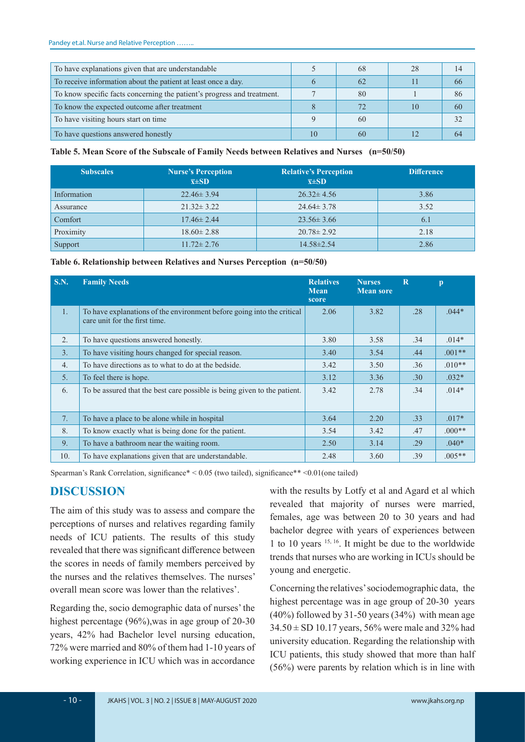| To have explanations given that are understandable | 5 | 68 | 28 | 14 |
|---|---|---|---|---|
| To receive information about the patient at least once a day. | 6 | 62 | 11 | 66 |
| To know specific facts concerning the patient's progress and treatment. | 7 | 80 | 1 | 86 |
| To know the expected outcome after treatment | 8 | 72 | 10 | 60 |
| To have visiting hours start on time | 9 | 60 | | 32 |
| To have questions answered honestly | 10 | 60 | 12 | 64 |

**Table 5. Mean Score of the Subscale of Family Needs between Relatives and Nurses (n=50/50)**

| Subscales | Nurse's Perception $\bar{x}$±SD | Relative's Perception $\bar{x}$±SD | Difference |
|---|---|---|---|
| Information | 22.46± 3.94 | 26.32± 4.56 | 3.86 |
| Assurance | 21.32± 3.22 | 24.64± 3.78 | 3.52 |
| Comfort | 17.46± 2.44 | 23.56± 3.66 | 6.1 |
| Proximity | 18.60± 2.88 | 20.78± 2.92 | 2.18 |
| Support | 11.72± 2.76 | 14.58±2.54 | 2.86 |

**Table 6. Relationship between Relatives and Nurses Perception (n=50/50)**

| S.N. | Family Needs | Relatives Mean score | Nurses Mean sore | R | p |
|---|---|---|---|---|---|
| 1. | To have explanations of the environment before going into the critical care unit for the first time. | 2.06 | 3.82 | .28 | .044* |
| 2. | To have questions answered honestly. | 3.80 | 3.58 | .34 | .014* |
| 3. | To have visiting hours changed for special reason. | 3.40 | 3.54 | .44 | .001** |
| 4. | To have directions as to what to do at the bedside. | 3.42 | 3.50 | .36 | .010** |
| 5. | To feel there is hope. | 3.12 | 3.36 | .30 | .032* |
| 6. | To be assured that the best care possible is being given to the patient. | 3.42 | 2.78 | .34 | .014* |
| 7. | To have a place to be alone while in hospital | 3.64 | 2.20 | .33 | .017* |
| 8. | To know exactly what is being done for the patient. | 3.54 | 3.42 | .47 | .000** |
| 9. | To have a bathroom near the waiting room. | 2.50 | 3.14 | .29 | .040* |
| 10. | To have explanations given that are understandable. | 2.48 | 3.60 | .39 | .005** |

Spearman's Rank Correlation, significance* < 0.05 (two tailed), significance** <0.01(one tailed)

## DISCUSSION

The aim of this study was to assess and compare the perceptions of nurses and relatives regarding family needs of ICU patients. The results of this study revealed that there was significant difference between the scores in needs of family members perceived by the nurses and the relatives themselves. The nurses' overall mean score was lower than the relatives'.

Regarding the, socio demographic data of nurses' the highest percentage (96%),was in age group of 20-30 years, 42% had Bachelor level nursing education, 72% were married and 80% of them had 1-10 years of working experience in ICU which was in accordance with the results by Lotfy et al and Agard et al which revealed that majority of nurses were married, females, age was between 20 to 30 years and had bachelor degree with years of experiences between 1 to 10 years [15, 16]. It might be due to the worldwide trends that nurses who are working in ICUs should be young and energetic.

Concerning the relatives' sociodemographic data, the highest percentage was in age group of 20-30 years (40%) followed by 31-50 years (34%) with mean age 34.50 ± SD 10.17 years, 56% were male and 32% had university education. Regarding the relationship with ICU patients, this study showed that more than half (56%) were parents by relation which is in line with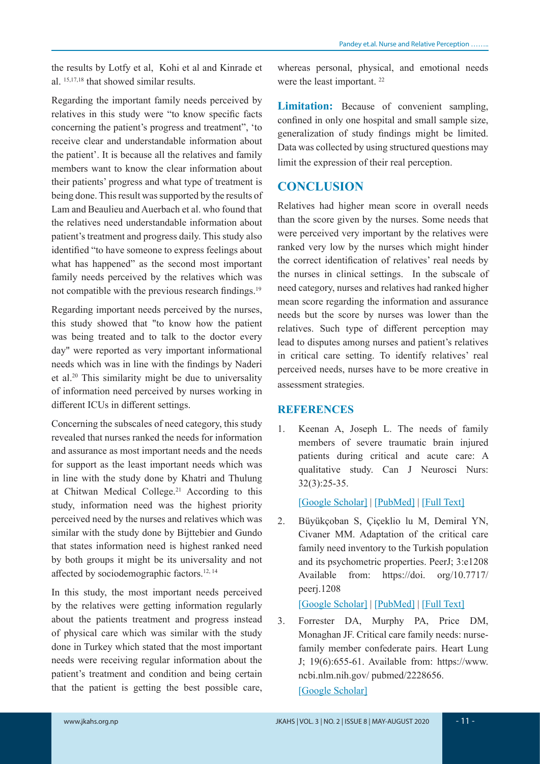the results by Lotfy et al, Kohi et al and Kinrade et al. [15,17,18] that showed similar results.

Regarding the important family needs perceived by relatives in this study were "to know specific facts concerning the patient's progress and treatment", 'to receive clear and understandable information about the patient'. It is because all the relatives and family members want to know the clear information about their patients' progress and what type of treatment is being done. This result was supported by the results of Lam and Beaulieu and Auerbach et al. who found that the relatives need understandable information about patient's treatment and progress daily. This study also identified "to have someone to express feelings about what has happened" as the second most important family needs perceived by the relatives which was not compatible with the previous research findings.[19]

Regarding important needs perceived by the nurses, this study showed that "to know how the patient was being treated and to talk to the doctor every day" were reported as very important informational needs which was in line with the findings by Naderi et al.[20] This similarity might be due to universality of information need perceived by nurses working in different ICUs in different settings.

Concerning the subscales of need category, this study revealed that nurses ranked the needs for information and assurance as most important needs and the needs for support as the least important needs which was in line with the study done by Khatri and Thulung at Chitwan Medical College.[21] According to this study, information need was the highest priority perceived need by the nurses and relatives which was similar with the study done by Bijttebier and Gundo that states information need is highest ranked need by both groups it might be its universality and not affected by sociodemographic factors.[12, 14]

In this study, the most important needs perceived by the relatives were getting information regularly about the patients treatment and progress instead of physical care which was similar with the study done in Turkey which stated that the most important needs were receiving regular information about the patient's treatment and condition and being certain that the patient is getting the best possible care, whereas personal, physical, and emotional needs were the least important. [22]

**Limitation:** Because of convenient sampling, confined in only one hospital and small sample size, generalization of study findings might be limited. Data was collected by using structured questions may limit the expression of their real perception.

## CONCLUSION

Relatives had higher mean score in overall needs than the score given by the nurses. Some needs that were perceived very important by the relatives were ranked very low by the nurses which might hinder the correct identification of relatives' real needs by the nurses in clinical settings. In the subscale of need category, nurses and relatives had ranked higher mean score regarding the information and assurance needs but the score by nurses was lower than the relatives. Such type of different perception may lead to disputes among nurses and patient's relatives in critical care setting. To identify relatives' real perceived needs, nurses have to be more creative in assessment strategies.

## REFERENCES

1. Keenan A, Joseph L. The needs of family members of severe traumatic brain injured patients during critical and acute care: A qualitative study. Can J Neurosci Nurs: 32(3):25-35.

   [Google Scholar] | [PubMed] | [Full Text]

2. Büyükçoban S, Çiçeklio lu M, Demiral YN, Civaner MM. Adaptation of the critical care family need inventory to the Turkish population and its psychometric properties. PeerJ; 3:e1208 Available from: https://doi. org/10.7717/ peerj.1208

   [Google Scholar] | [PubMed] | [Full Text]

3. Forrester DA, Murphy PA, Price DM, Monaghan JF. Critical care family needs: nurse-family member confederate pairs. Heart Lung J; 19(6):655-61. Available from: https://www. ncbi.nlm.nih.gov/ pubmed/2228656.

   [Google Scholar]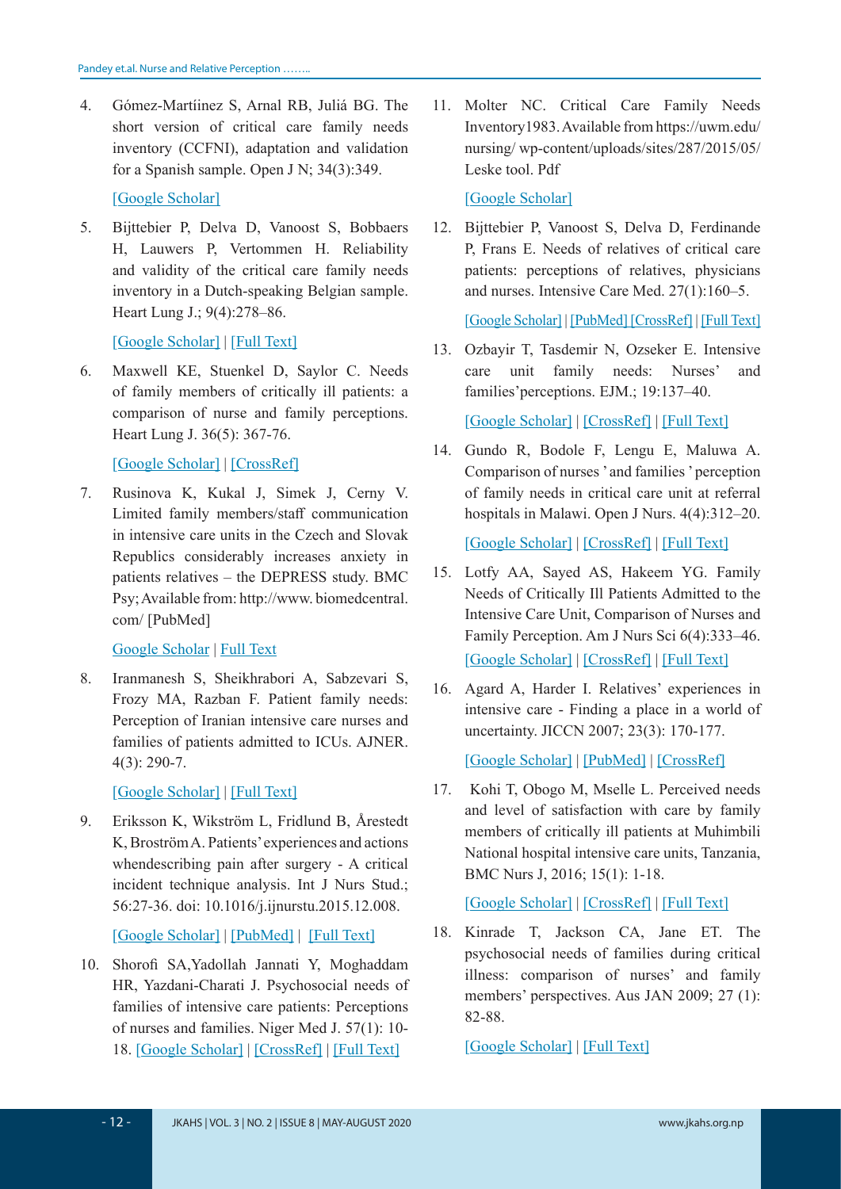4. Gómez-Martíinez S, Arnal RB, Juliá BG. The short version of critical care family needs inventory (CCFNI), adaptation and validation for a Spanish sample. Open J N; 34(3):349.

   [Google Scholar]

5. Bijttebier P, Delva D, Vanoost S, Bobbaers H, Lauwers P, Vertommen H. Reliability and validity of the critical care family needs inventory in a Dutch-speaking Belgian sample. Heart Lung J.; 9(4):278–86.

   [Google Scholar] | [Full Text]

6. Maxwell KE, Stuenkel D, Saylor C. Needs of family members of critically ill patients: a comparison of nurse and family perceptions. Heart Lung J. 36(5): 367-76.

   [Google Scholar] | [CrossRef]

7. Rusinova K, Kukal J, Simek J, Cerny V. Limited family members/staff communication in intensive care units in the Czech and Slovak Republics considerably increases anxiety in patients relatives – the DEPRESS study. BMC Psy; Available from: http://www. biomedcentral. com/ [PubMed]

   Google Scholar | Full Text

8. Iranmanesh S, Sheikhrabori A, Sabzevari S, Frozy MA, Razban F. Patient family needs: Perception of Iranian intensive care nurses and families of patients admitted to ICUs. AJNER. 4(3): 290-7.

   [Google Scholar] | [Full Text]

9. Eriksson K, Wikström L, Fridlund B, Årestedt K, Broström A. Patients' experiences and actions whendescribing pain after surgery - A critical incident technique analysis. Int J Nurs Stud.; 56:27-36. doi: 10.1016/j.ijnurstu.2015.12.008.

   [Google Scholar] | [PubMed] | [Full Text]

10. Shorofi SA,Yadollah Jannati Y, Moghaddam HR, Yazdani-Charati J. Psychosocial needs of families of intensive care patients: Perceptions of nurses and families. Niger Med J. 57(1): 10-18. [Google Scholar] | [CrossRef] | [Full Text]

11. Molter NC. Critical Care Family Needs Inventory1983. Available from https://uwm.edu/ nursing/ wp-content/uploads/sites/287/2015/05/ Leske tool. Pdf

    [Google Scholar]

12. Bijttebier P, Vanoost S, Delva D, Ferdinande P, Frans E. Needs of relatives of critical care patients: perceptions of relatives, physicians and nurses. Intensive Care Med. 27(1):160–5.

    [Google Scholar] | [PubMed] [CrossRef] | [Full Text]

13. Ozbayir T, Tasdemir N, Ozseker E. Intensive care unit family needs: Nurses' and families'perceptions. EJM.; 19:137–40.

    [Google Scholar] | [CrossRef] | [Full Text]

14. Gundo R, Bodole F, Lengu E, Maluwa A. Comparison of nurses ' and families ' perception of family needs in critical care unit at referral hospitals in Malawi. Open J Nurs. 4(4):312–20.

    [Google Scholar] | [CrossRef] | [Full Text]

15. Lotfy AA, Sayed AS, Hakeem YG. Family Needs of Critically Ill Patients Admitted to the Intensive Care Unit, Comparison of Nurses and Family Perception. Am J Nurs Sci 6(4):333–46. [Google Scholar] | [CrossRef] | [Full Text]

16. Agard A, Harder I. Relatives' experiences in intensive care - Finding a place in a world of uncertainty. JICCN 2007; 23(3): 170-177.

    [Google Scholar] | [PubMed] | [CrossRef]

17. Kohi T, Obogo M, Mselle L. Perceived needs and level of satisfaction with care by family members of critically ill patients at Muhimbili National hospital intensive care units, Tanzania, BMC Nurs J, 2016; 15(1): 1-18.

    [Google Scholar] | [CrossRef] | [Full Text]

18. Kinrade T, Jackson CA, Jane ET. The psychosocial needs of families during critical illness: comparison of nurses' and family members' perspectives. Aus JAN 2009; 27 (1): 82-88.

    [Google Scholar] | [Full Text]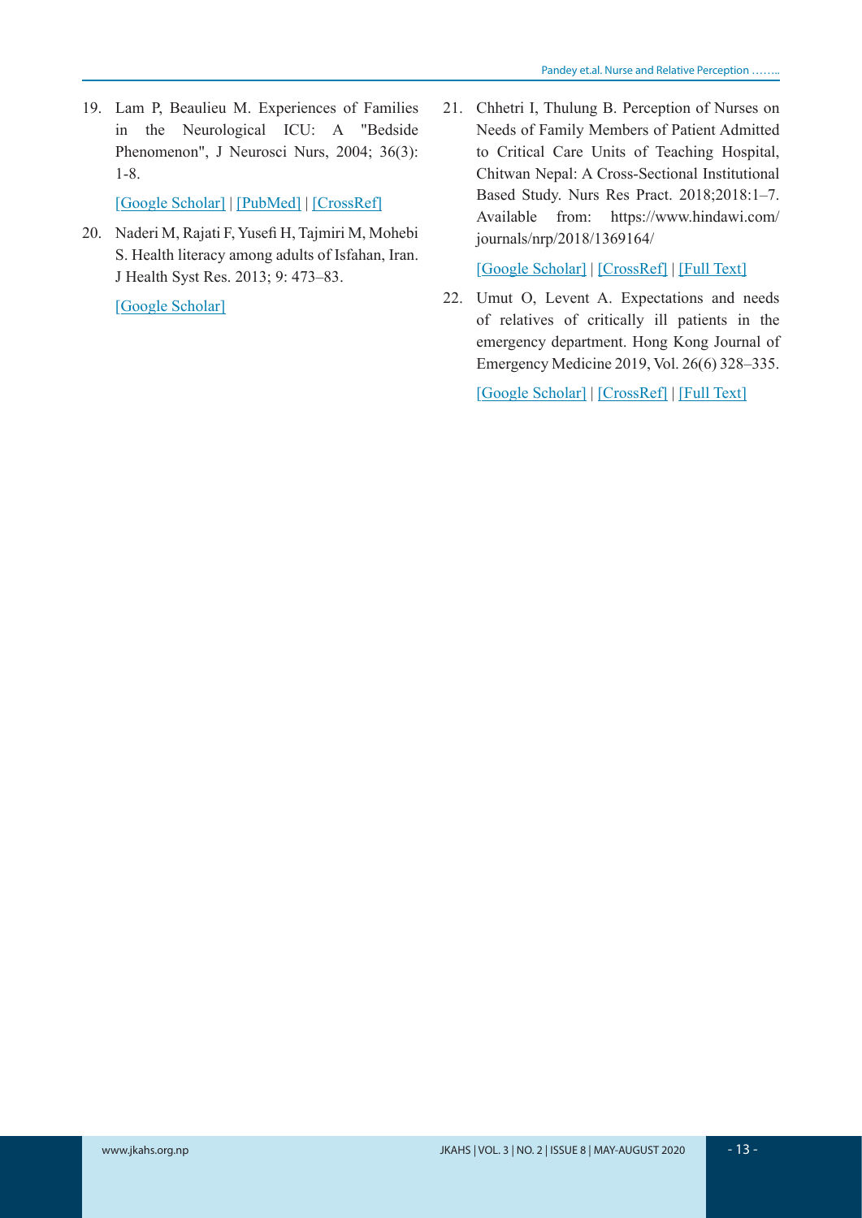19. Lam P, Beaulieu M. Experiences of Families in the Neurological ICU: A "Bedside Phenomenon", J Neurosci Nurs, 2004; 36(3): 1-8.

    [Google Scholar] | [PubMed] | [CrossRef]

20. Naderi M, Rajati F, Yusefi H, Tajmiri M, Mohebi S. Health literacy among adults of Isfahan, Iran. J Health Syst Res. 2013; 9: 473–83.

    [Google Scholar]

21. Chhetri I, Thulung B. Perception of Nurses on Needs of Family Members of Patient Admitted to Critical Care Units of Teaching Hospital, Chitwan Nepal: A Cross-Sectional Institutional Based Study. Nurs Res Pract. 2018;2018:1–7. Available from: https://www.hindawi.com/journals/nrp/2018/1369164/

    [Google Scholar] | [CrossRef] | [Full Text]

22. Umut O, Levent A. Expectations and needs of relatives of critically ill patients in the emergency department. Hong Kong Journal of Emergency Medicine 2019, Vol. 26(6) 328–335.

    [Google Scholar] | [CrossRef] | [Full Text]